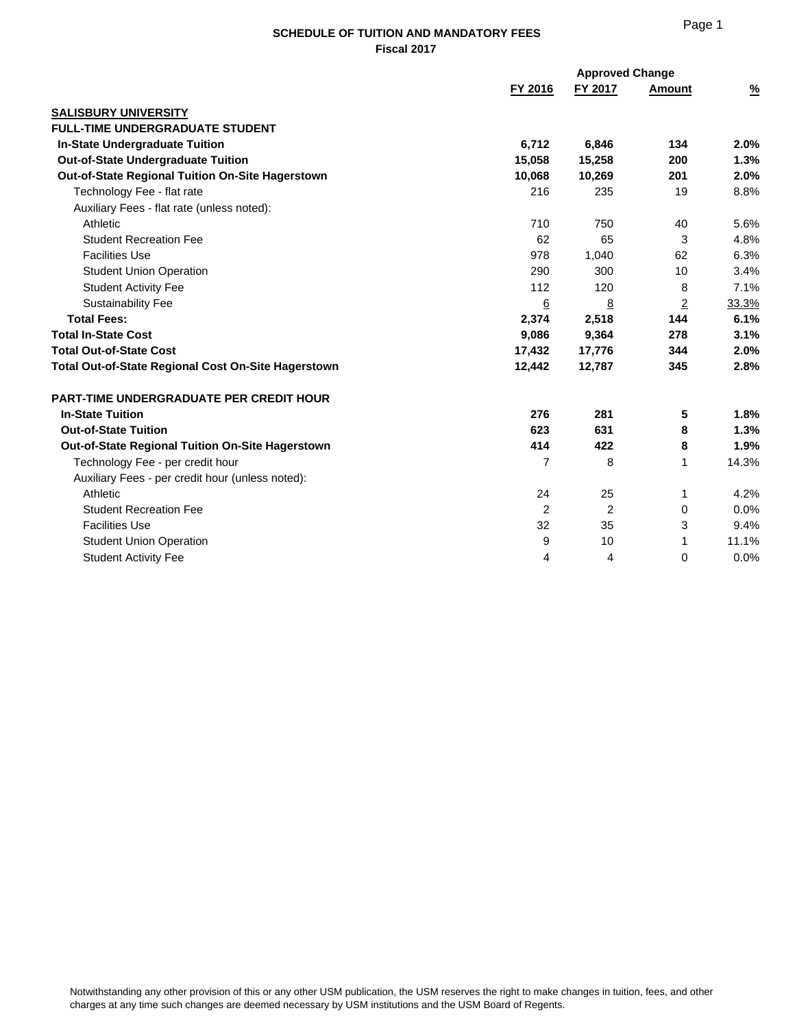## SCHEDULE OF TUITION AND MANDATORY FEES
### Fiscal 2017

| | FY 2016 | FY 2017 | Approved Change Amount | % |
|---|---|---|---|---|
| **SALISBURY UNIVERSITY** | | | | |
| **FULL-TIME UNDERGRADUATE STUDENT** | | | | |
| **In-State Undergraduate Tuition** | **6,712** | **6,846** | **134** | **2.0%** |
| **Out-of-State Undergraduate Tuition** | **15,058** | **15,258** | **200** | **1.3%** |
| **Out-of-State Regional Tuition On-Site Hagerstown** | **10,068** | **10,269** | **201** | **2.0%** |
| Technology Fee - flat rate | 216 | 235 | 19 | 8.8% |
| Auxiliary Fees - flat rate (unless noted): | | | | |
| Athletic | 710 | 750 | 40 | 5.6% |
| Student Recreation Fee | 62 | 65 | 3 | 4.8% |
| Facilities Use | 978 | 1,040 | 62 | 6.3% |
| Student Union Operation | 290 | 300 | 10 | 3.4% |
| Student Activity Fee | 112 | 120 | 8 | 7.1% |
| Sustainability Fee | 6 | 8 | 2 | 33.3% |
| **Total Fees:** | **2,374** | **2,518** | **144** | **6.1%** |
| **Total In-State Cost** | **9,086** | **9,364** | **278** | **3.1%** |
| **Total Out-of-State Cost** | **17,432** | **17,776** | **344** | **2.0%** |
| **Total Out-of-State Regional Cost On-Site Hagerstown** | **12,442** | **12,787** | **345** | **2.8%** |
| | | | | |
| **PART-TIME UNDERGRADUATE PER CREDIT HOUR** | | | | |
| **In-State Tuition** | **276** | **281** | **5** | **1.8%** |
| **Out-of-State Tuition** | **623** | **631** | **8** | **1.3%** |
| **Out-of-State Regional Tuition On-Site Hagerstown** | **414** | **422** | **8** | **1.9%** |
| Technology Fee - per credit hour | 7 | 8 | 1 | 14.3% |
| Auxiliary Fees - per credit hour (unless noted): | | | | |
| Athletic | 24 | 25 | 1 | 4.2% |
| Student Recreation Fee | 2 | 2 | 0 | 0.0% |
| Facilities Use | 32 | 35 | 3 | 9.4% |
| Student Union Operation | 9 | 10 | 1 | 11.1% |
| Student Activity Fee | 4 | 4 | 0 | 0.0% |

Notwithstanding any other provision of this or any other USM publication, the USM reserves the right to make changes in tuition, fees, and other charges at any time such changes are deemed necessary by USM institutions and the USM Board of Regents.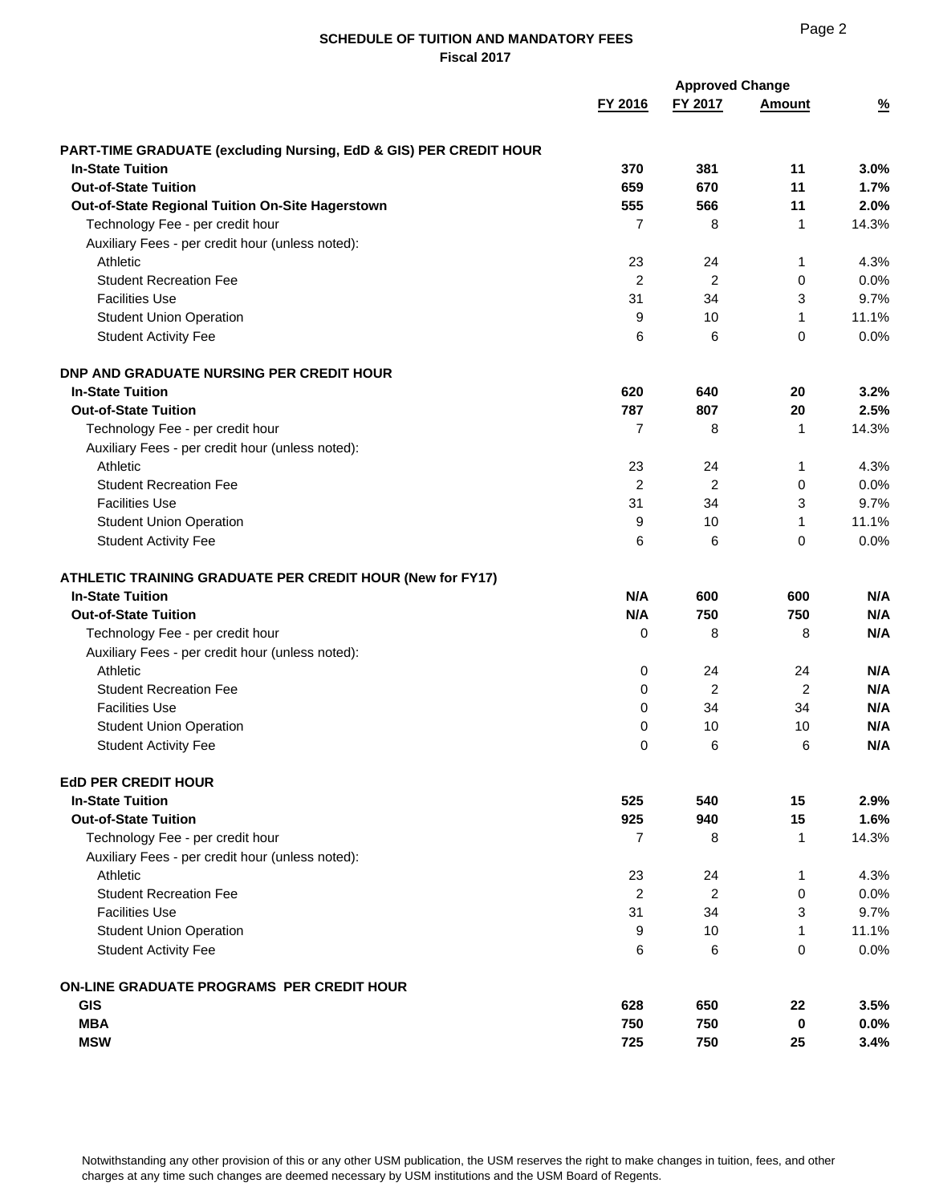## SCHEDULE OF TUITION AND MANDATORY FEES
**Fiscal 2017**

| | FY 2016 | FY 2017 | Approved Change Amount | % |
|---|---|---|---|---|
| **PART-TIME GRADUATE (excluding Nursing, EdD & GIS) PER CREDIT HOUR** | | | | |
| **In-State Tuition** | **370** | **381** | **11** | **3.0%** |
| **Out-of-State Tuition** | **659** | **670** | **11** | **1.7%** |
| **Out-of-State Regional Tuition On-Site Hagerstown** | **555** | **566** | **11** | **2.0%** |
| Technology Fee - per credit hour | 7 | 8 | 1 | 14.3% |
| Auxiliary Fees - per credit hour (unless noted): | | | | |
| Athletic | 23 | 24 | 1 | 4.3% |
| Student Recreation Fee | 2 | 2 | 0 | 0.0% |
| Facilities Use | 31 | 34 | 3 | 9.7% |
| Student Union Operation | 9 | 10 | 1 | 11.1% |
| Student Activity Fee | 6 | 6 | 0 | 0.0% |
| **DNP AND GRADUATE NURSING PER CREDIT HOUR** | | | | |
| **In-State Tuition** | **620** | **640** | **20** | **3.2%** |
| **Out-of-State Tuition** | **787** | **807** | **20** | **2.5%** |
| Technology Fee - per credit hour | 7 | 8 | 1 | 14.3% |
| Auxiliary Fees - per credit hour (unless noted): | | | | |
| Athletic | 23 | 24 | 1 | 4.3% |
| Student Recreation Fee | 2 | 2 | 0 | 0.0% |
| Facilities Use | 31 | 34 | 3 | 9.7% |
| Student Union Operation | 9 | 10 | 1 | 11.1% |
| Student Activity Fee | 6 | 6 | 0 | 0.0% |
| **ATHLETIC TRAINING GRADUATE PER CREDIT HOUR (New for FY17)** | | | | |
| **In-State Tuition** | **N/A** | **600** | **600** | **N/A** |
| **Out-of-State Tuition** | **N/A** | **750** | **750** | **N/A** |
| Technology Fee - per credit hour | 0 | 8 | 8 | **N/A** |
| Auxiliary Fees - per credit hour (unless noted): | | | | |
| Athletic | 0 | 24 | 24 | **N/A** |
| Student Recreation Fee | 0 | 2 | 2 | **N/A** |
| Facilities Use | 0 | 34 | 34 | **N/A** |
| Student Union Operation | 0 | 10 | 10 | **N/A** |
| Student Activity Fee | 0 | 6 | 6 | **N/A** |
| **EdD PER CREDIT HOUR** | | | | |
| **In-State Tuition** | **525** | **540** | **15** | **2.9%** |
| **Out-of-State Tuition** | **925** | **940** | **15** | **1.6%** |
| Technology Fee - per credit hour | 7 | 8 | 1 | 14.3% |
| Auxiliary Fees - per credit hour (unless noted): | | | | |
| Athletic | 23 | 24 | 1 | 4.3% |
| Student Recreation Fee | 2 | 2 | 0 | 0.0% |
| Facilities Use | 31 | 34 | 3 | 9.7% |
| Student Union Operation | 9 | 10 | 1 | 11.1% |
| Student Activity Fee | 6 | 6 | 0 | 0.0% |
| **ON-LINE GRADUATE PROGRAMS PER CREDIT HOUR** | | | | |
| **GIS** | **628** | **650** | **22** | **3.5%** |
| **MBA** | **750** | **750** | **0** | **0.0%** |
| **MSW** | **725** | **750** | **25** | **3.4%** |

Notwithstanding any other provision of this or any other USM publication, the USM reserves the right to make changes in tuition, fees, and other charges at any time such changes are deemed necessary by USM institutions and the USM Board of Regents.